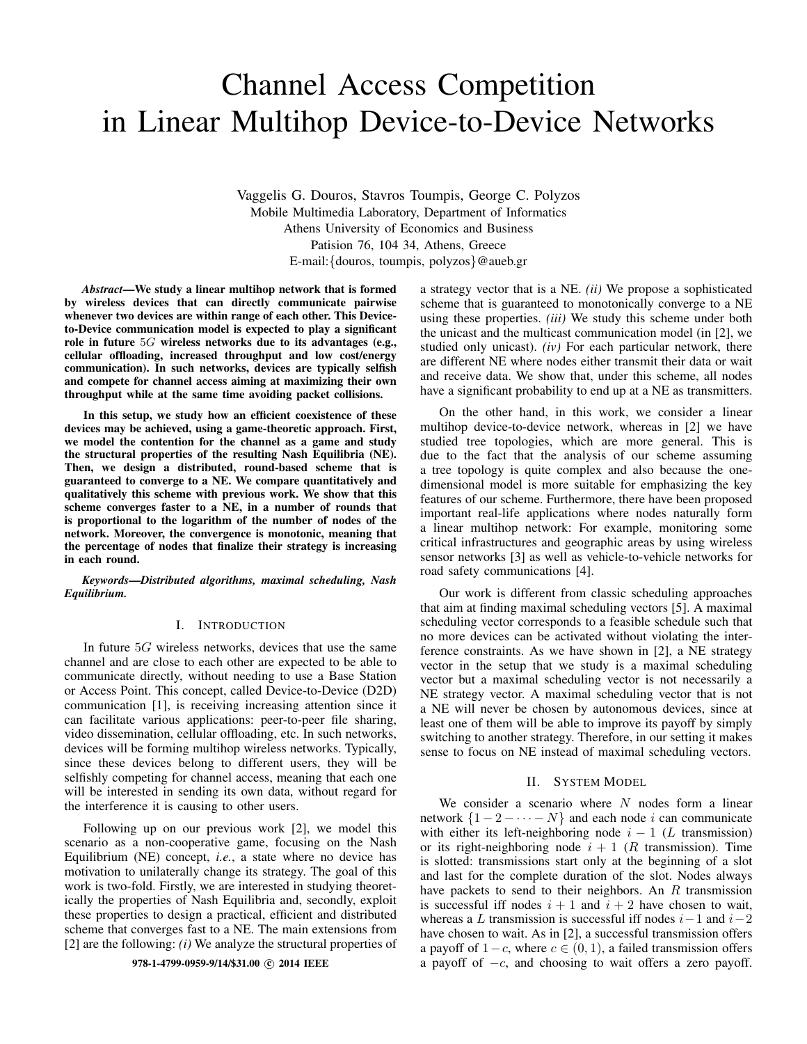# Channel Access Competition in Linear Multihop Device-to-Device Networks

Vaggelis G. Douros, Stavros Toumpis, George C. Polyzos
Mobile Multimedia Laboratory, Department of Informatics
Athens University of Economics and Business
Patision 76, 104 34, Athens, Greece
E-mail:{douros, toumpis, polyzos}@aueb.gr

***Abstract*—We study a linear multihop network that is formed by wireless devices that can directly communicate pairwise whenever two devices are within range of each other. This Device-to-Device communication model is expected to play a significant role in future $5G$ wireless networks due to its advantages (e.g., cellular offloading, increased throughput and low cost/energy communication). In such networks, devices are typically selfish and compete for channel access aiming at maximizing their own throughput while at the same time avoiding packet collisions.**

**In this setup, we study how an efficient coexistence of these devices may be achieved, using a game-theoretic approach. First, we model the contention for the channel as a game and study the structural properties of the resulting Nash Equilibria (NE). Then, we design a distributed, round-based scheme that is guaranteed to converge to a NE. We compare quantitatively and qualitatively this scheme with previous work. We show that this scheme converges faster to a NE, in a number of rounds that is proportional to the logarithm of the number of nodes of the network. Moreover, the convergence is monotonic, meaning that the percentage of nodes that finalize their strategy is increasing in each round.**

***Keywords*—*Distributed algorithms, maximal scheduling, Nash Equilibrium.***

## I. Introduction

In future $5G$ wireless networks, devices that use the same channel and are close to each other are expected to be able to communicate directly, without needing to use a Base Station or Access Point. This concept, called Device-to-Device (D2D) communication [1], is receiving increasing attention since it can facilitate various applications: peer-to-peer file sharing, video dissemination, cellular offloading, etc. In such networks, devices will be forming multihop wireless networks. Typically, since these devices belong to different users, they will be selfishly competing for channel access, meaning that each one will be interested in sending its own data, without regard for the interference it is causing to other users.

Following up on our previous work [2], we model this scenario as a non-cooperative game, focusing on the Nash Equilibrium (NE) concept, *i.e.*, a state where no device has motivation to unilaterally change its strategy. The goal of this work is two-fold. Firstly, we are interested in studying theoretically the properties of Nash Equilibria and, secondly, exploit these properties to design a practical, efficient and distributed scheme that converges fast to a NE. The main extensions from [2] are the following: *(i)* We analyze the structural properties of a strategy vector that is a NE. *(ii)* We propose a sophisticated scheme that is guaranteed to monotonically converge to a NE using these properties. *(iii)* We study this scheme under both the unicast and the multicast communication model (in [2], we studied only unicast). *(iv)* For each particular network, there are different NE where nodes either transmit their data or wait and receive data. We show that, under this scheme, all nodes have a significant probability to end up at a NE as transmitters.

On the other hand, in this work, we consider a linear multihop device-to-device network, whereas in [2] we have studied tree topologies, which are more general. This is due to the fact that the analysis of our scheme assuming a tree topology is quite complex and also because the one-dimensional model is more suitable for emphasizing the key features of our scheme. Furthermore, there have been proposed important real-life applications where nodes naturally form a linear multihop network: For example, monitoring some critical infrastructures and geographic areas by using wireless sensor networks [3] as well as vehicle-to-vehicle networks for road safety communications [4].

Our work is different from classic scheduling approaches that aim at finding maximal scheduling vectors [5]. A maximal scheduling vector corresponds to a feasible schedule such that no more devices can be activated without violating the interference constraints. As we have shown in [2], a NE strategy vector in the setup that we study is a maximal scheduling vector but a maximal scheduling vector is not necessarily a NE strategy vector. A maximal scheduling vector that is not a NE will never be chosen by autonomous devices, since at least one of them will be able to improve its payoff by simply switching to another strategy. Therefore, in our setting it makes sense to focus on NE instead of maximal scheduling vectors.

## II. System Model

We consider a scenario where $N$ nodes form a linear network $\{1-2-\cdots-N\}$ and each node $i$ can communicate with either its left-neighboring node $i-1$ ($L$ transmission) or its right-neighboring node $i+1$ ($R$ transmission). Time is slotted: transmissions start only at the beginning of a slot and last for the complete duration of the slot. Nodes always have packets to send to their neighbors. An $R$ transmission is successful iff nodes $i+1$ and $i+2$ have chosen to wait, whereas a $L$ transmission is successful iff nodes $i-1$ and $i-2$ have chosen to wait. As in [2], a successful transmission offers a payoff of $1-c$, where $c \in (0,1)$, a failed transmission offers a payoff of $-c$, and choosing to wait offers a zero payoff.

978-1-4799-0959-9/14/$31.00 © 2014 IEEE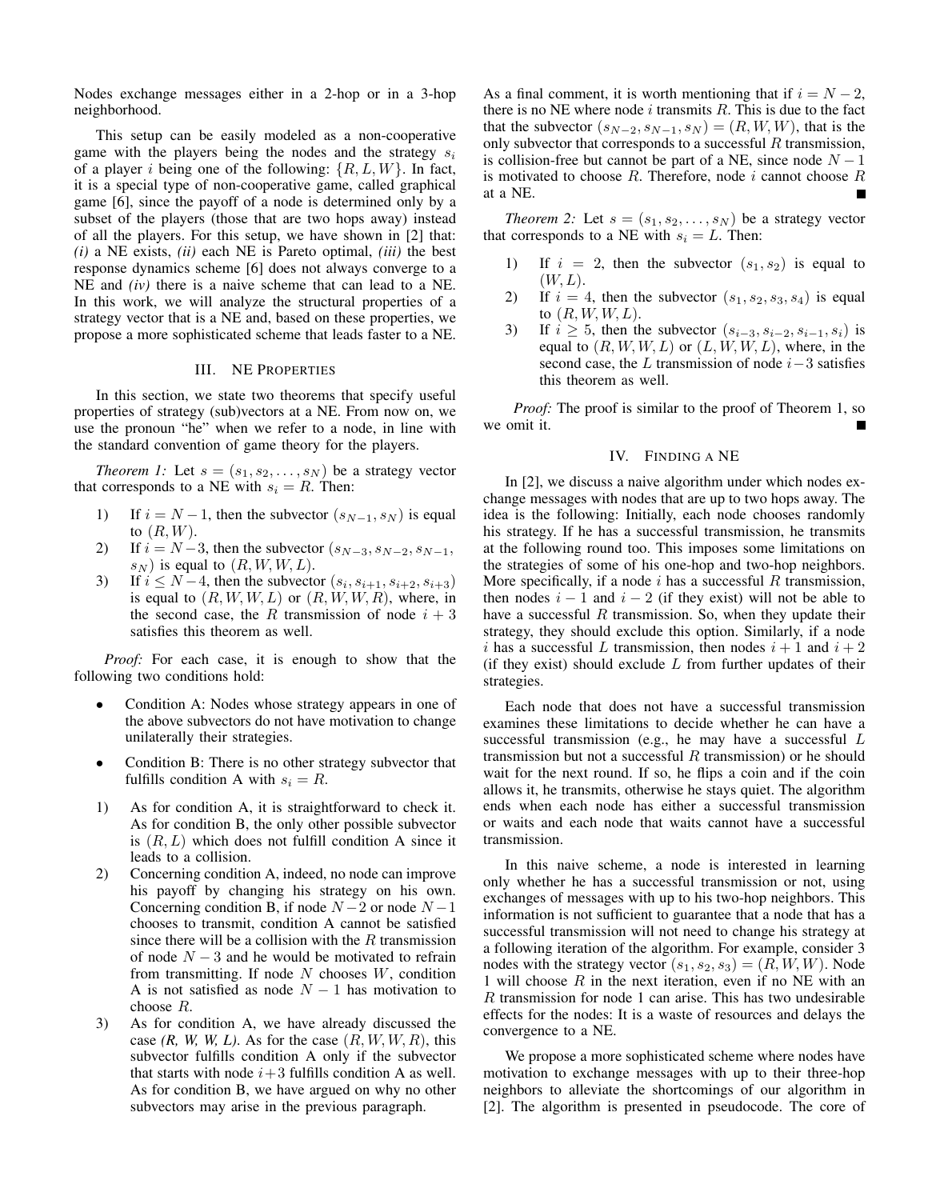Nodes exchange messages either in a 2-hop or in a 3-hop neighborhood.

This setup can be easily modeled as a non-cooperative game with the players being the nodes and the strategy $s_i$ of a player $i$ being one of the following: $\{R, L, W\}$. In fact, it is a special type of non-cooperative game, called graphical game [6], since the payoff of a node is determined only by a subset of the players (those that are two hops away) instead of all the players. For this setup, we have shown in [2] that: *(i)* a NE exists, *(ii)* each NE is Pareto optimal, *(iii)* the best response dynamics scheme [6] does not always converge to a NE and *(iv)* there is a naive scheme that can lead to a NE. In this work, we will analyze the structural properties of a strategy vector that is a NE and, based on these properties, we propose a more sophisticated scheme that leads faster to a NE.

## III. NE Properties

In this section, we state two theorems that specify useful properties of strategy (sub)vectors at a NE. From now on, we use the pronoun "he" when we refer to a node, in line with the standard convention of game theory for the players.

*Theorem 1:* Let $s = (s_1, s_2, \ldots, s_N)$ be a strategy vector that corresponds to a NE with $s_i = R$. Then:

1) If $i = N-1$, then the subvector $(s_{N-1}, s_N)$ is equal to $(R, W)$.
2) If $i = N-3$, then the subvector $(s_{N-3}, s_{N-2}, s_{N-1}, s_N)$ is equal to $(R, W, W, L)$.
3) If $i \leq N-4$, then the subvector $(s_i, s_{i+1}, s_{i+2}, s_{i+3})$ is equal to $(R, W, W, L)$ or $(R, W, W, R)$, where, in the second case, the $R$ transmission of node $i+3$ satisfies this theorem as well.

*Proof:* For each case, it is enough to show that the following two conditions hold:

- Condition A: Nodes whose strategy appears in one of the above subvectors do not have motivation to change unilaterally their strategies.
- Condition B: There is no other strategy subvector that fulfills condition A with $s_i = R$.

1) As for condition A, it is straightforward to check it. As for condition B, the only other possible subvector is $(R, L)$ which does not fulfill condition A since it leads to a collision.
2) Concerning condition A, indeed, no node can improve his payoff by changing his strategy on his own. Concerning condition B, if node $N-2$ or node $N-1$ chooses to transmit, condition A cannot be satisfied since there will be a collision with the $R$ transmission of node $N-3$ and he would be motivated to refrain from transmitting. If node $N$ chooses $W$, condition A is not satisfied as node $N-1$ has motivation to choose $R$.
3) As for condition A, we have already discussed the case *(R, W, W, L)*. As for the case $(R, W, W, R)$, this subvector fulfills condition A only if the subvector that starts with node $i+3$ fulfills condition A as well. As for condition B, we have argued on why no other subvectors may arise in the previous paragraph.

As a final comment, it is worth mentioning that if $i = N-2$, there is no NE where node $i$ transmits $R$. This is due to the fact that the subvector $(s_{N-2}, s_{N-1}, s_N) = (R, W, W)$, that is the only subvector that corresponds to a successful $R$ transmission, is collision-free but cannot be part of a NE, since node $N-1$ is motivated to choose $R$. Therefore, node $i$ cannot choose $R$ at a NE. ∎

*Theorem 2:* Let $s = (s_1, s_2, \ldots, s_N)$ be a strategy vector that corresponds to a NE with $s_i = L$. Then:

1) If $i = 2$, then the subvector $(s_1, s_2)$ is equal to $(W, L)$.
2) If $i = 4$, then the subvector $(s_1, s_2, s_3, s_4)$ is equal to $(R, W, W, L)$.
3) If $i \geq 5$, then the subvector $(s_{i-3}, s_{i-2}, s_{i-1}, s_i)$ is equal to $(R, W, W, L)$ or $(L, W, W, L)$, where, in the second case, the $L$ transmission of node $i-3$ satisfies this theorem as well.

*Proof:* The proof is similar to the proof of Theorem 1, so we omit it. ∎

## IV. Finding a NE

In [2], we discuss a naive algorithm under which nodes exchange messages with nodes that are up to two hops away. The idea is the following: Initially, each node chooses randomly his strategy. If he has a successful transmission, he transmits at the following round too. This imposes some limitations on the strategies of some of his one-hop and two-hop neighbors. More specifically, if a node $i$ has a successful $R$ transmission, then nodes $i-1$ and $i-2$ (if they exist) will not be able to have a successful $R$ transmission. So, when they update their strategy, they should exclude this option. Similarly, if a node $i$ has a successful $L$ transmission, then nodes $i+1$ and $i+2$ (if they exist) should exclude $L$ from further updates of their strategies.

Each node that does not have a successful transmission examines these limitations to decide whether he can have a successful transmission (e.g., he may have a successful $L$ transmission but not a successful $R$ transmission) or he should wait for the next round. If so, he flips a coin and if the coin allows it, he transmits, otherwise he stays quiet. The algorithm ends when each node has either a successful transmission or waits and each node that waits cannot have a successful transmission.

In this naive scheme, a node is interested in learning only whether he has a successful transmission or not, using exchanges of messages with up to his two-hop neighbors. This information is not sufficient to guarantee that a node that has a successful transmission will not need to change his strategy at a following iteration of the algorithm. For example, consider 3 nodes with the strategy vector $(s_1, s_2, s_3) = (R, W, W)$. Node 1 will choose $R$ in the next iteration, even if no NE with an $R$ transmission for node 1 can arise. This has two undesirable effects for the nodes: It is a waste of resources and delays the convergence to a NE.

We propose a more sophisticated scheme where nodes have motivation to exchange messages with up to their three-hop neighbors to alleviate the shortcomings of our algorithm in [2]. The algorithm is presented in pseudocode. The core of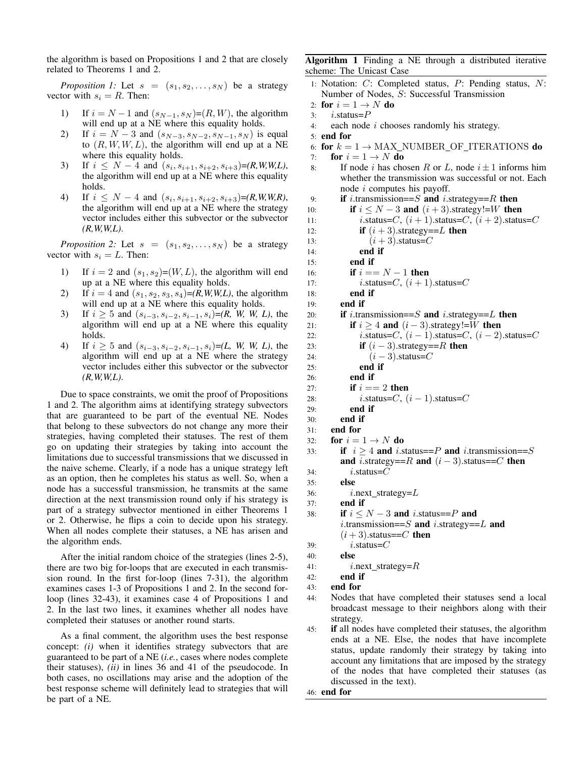the algorithm is based on Propositions 1 and 2 that are closely related to Theorems 1 and 2.

*Proposition 1:* Let $s = (s_1, s_2, \ldots, s_N)$ be a strategy vector with $s_i = R$. Then:

1) If $i = N-1$ and $(s_{N-1}, s_N)$=$(R, W)$, the algorithm will end up at a NE where this equality holds.
2) If $i = N-3$ and $(s_{N-3}, s_{N-2}, s_{N-1}, s_N)$ is equal to $(R, W, W, L)$, the algorithm will end up at a NE where this equality holds.
3) If $i \leq N-4$ and $(s_i, s_{i+1}, s_{i+2}, s_{i+3})$=*(R,W,W,L)*, the algorithm will end up at a NE where this equality holds.
4) If $i \leq N-4$ and $(s_i, s_{i+1}, s_{i+2}, s_{i+3})$=*(R,W,W,R)*, the algorithm will end up at a NE where the strategy vector includes either this subvector or the subvector *(R,W,W,L)*.

*Proposition 2:* Let $s = (s_1, s_2, \ldots, s_N)$ be a strategy vector with $s_i = L$. Then:

1) If $i = 2$ and $(s_1, s_2)$=$(W, L)$, the algorithm will end up at a NE where this equality holds.
2) If $i = 4$ and $(s_1, s_2, s_3, s_4)$=*(R,W,W,L)*, the algorithm will end up at a NE where this equality holds.
3) If $i \geq 5$ and $(s_{i-3}, s_{i-2}, s_{i-1}, s_i)$=*(R, W, W, L)*, the algorithm will end up at a NE where this equality holds.
4) If $i \geq 5$ and $(s_{i-3}, s_{i-2}, s_{i-1}, s_i)$=*(L, W, W, L)*, the algorithm will end up at a NE where the strategy vector includes either this subvector or the subvector *(R,W,W,L)*.

Due to space constraints, we omit the proof of Propositions 1 and 2. The algorithm aims at identifying strategy subvectors that are guaranteed to be part of the eventual NE. Nodes that belong to these subvectors do not change any more their strategies, having completed their statuses. The rest of them go on updating their strategies by taking into account the limitations due to successful transmissions that we discussed in the naive scheme. Clearly, if a node has a unique strategy left as an option, then he completes his status as well. So, when a node has a successful transmission, he transmits at the same direction at the next transmission round only if his strategy is part of a strategy subvector mentioned in either Theorems 1 or 2. Otherwise, he flips a coin to decide upon his strategy. When all nodes complete their statuses, a NE has arisen and the algorithm ends.

After the initial random choice of the strategies (lines 2-5), there are two big for-loops that are executed in each transmission round. In the first for-loop (lines 7-31), the algorithm examines cases 1-3 of Propositions 1 and 2. In the second for-loop (lines 32-43), it examines case 4 of Propositions 1 and 2. In the last two lines, it examines whether all nodes have completed their statuses or another round starts.

As a final comment, the algorithm uses the best response concept: *(i)* when it identifies strategy subvectors that are guaranteed to be part of a NE (*i.e.*, cases where nodes complete their statuses), *(ii)* in lines 36 and 41 of the pseudocode. In both cases, no oscillations may arise and the adoption of the best response scheme will definitely lead to strategies that will be part of a NE.

**Algorithm 1** Finding a NE through a distributed iterative scheme: The Unicast Case

```
1: Notation: C: Completed status, P: Pending status, N: Number of Nodes, S: Successful Transmission
2: for i = 1 → N do
3:   i.status=P
4:   each node i chooses randomly his strategy.
5: end for
6: for k = 1 → MAX_NUMBER_OF_ITERATIONS do
7:   for i = 1 → N do
8:     If node i has chosen R or L, node i ± 1 informs him whether the transmission was successful or not. Each node i computes his payoff.
9:     if i.transmission==S and i.strategy==R then
10:      if i ≤ N − 3 and (i + 3).strategy!=W then
11:        i.status=C, (i + 1).status=C, (i + 2).status=C
12:        if (i + 3).strategy==L then
13:          (i + 3).status=C
14:        end if
15:      end if
16:      if i == N − 1 then
17:        i.status=C, (i + 1).status=C
18:      end if
19:    end if
20:    if i.transmission==S and i.strategy==L then
21:      if i ≥ 4 and (i − 3).strategy!=W then
22:        i.status=C, (i − 1).status=C, (i − 2).status=C
23:        if (i − 3).strategy==R then
24:          (i − 3).status=C
25:        end if
26:      end if
27:      if i == 2 then
28:        i.status=C, (i − 1).status=C
29:      end if
30:    end if
31:  end for
32:  for i = 1 → N do
33:    if i ≥ 4 and i.status==P and i.transmission==S and i.strategy==R and (i − 3).status==C then
34:      i.status=C
35:    else
36:      i.next_strategy=L
37:    end if
38:    if i ≤ N − 3 and i.status==P and i.transmission==S and i.strategy==L and (i + 3).status==C then
39:      i.status=C
40:    else
41:      i.next_strategy=R
42:    end if
43:  end for
44:  Nodes that have completed their statuses send a local broadcast message to their neighbors along with their strategy.
45:  if all nodes have completed their statuses, the algorithm ends at a NE. Else, the nodes that have incomplete status, update randomly their strategy by taking into account any limitations that are imposed by the strategy of the nodes that have completed their statuses (as discussed in the text).
46: end for
```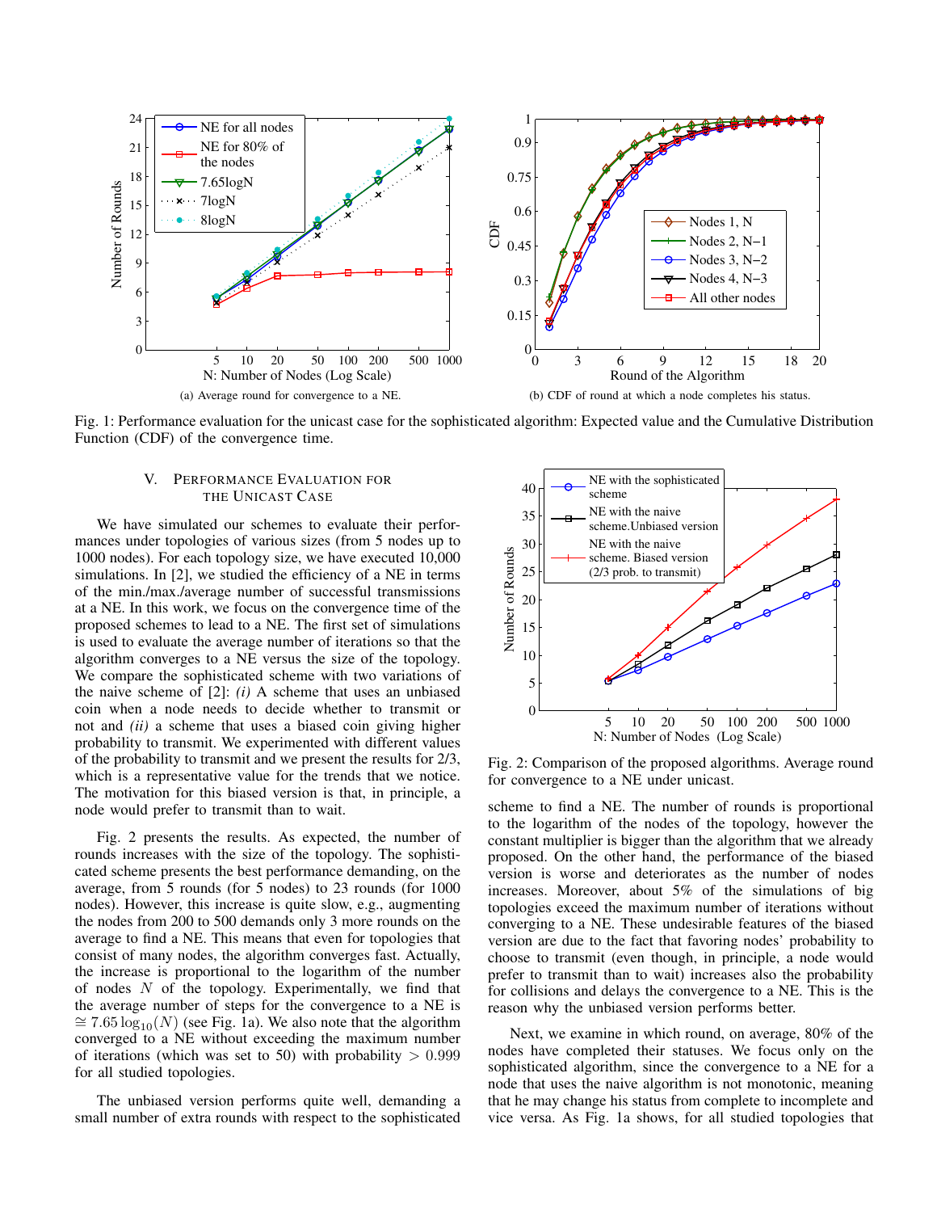(a) Average round for convergence to a NE.

(b) CDF of round at which a node completes his status.

Fig. 1: Performance evaluation for the unicast case for the sophisticated algorithm: Expected value and the Cumulative Distribution Function (CDF) of the convergence time.

## V. Performance Evaluation for the Unicast Case

We have simulated our schemes to evaluate their performances under topologies of various sizes (from 5 nodes up to 1000 nodes). For each topology size, we have executed 10,000 simulations. In [2], we studied the efficiency of a NE in terms of the min./max./average number of successful transmissions at a NE. In this work, we focus on the convergence time of the proposed schemes to lead to a NE. The first set of simulations is used to evaluate the average number of iterations so that the algorithm converges to a NE versus the size of the topology. We compare the sophisticated scheme with two variations of the naive scheme of [2]: *(i)* A scheme that uses an unbiased coin when a node needs to decide whether to transmit or not and *(ii)* a scheme that uses a biased coin giving higher probability to transmit. We experimented with different values of the probability to transmit and we present the results for 2/3, which is a representative value for the trends that we notice. The motivation for this biased version is that, in principle, a node would prefer to transmit than to wait.

Fig. 2 presents the results. As expected, the number of rounds increases with the size of the topology. The sophisticated scheme presents the best performance demanding, on the average, from 5 rounds (for 5 nodes) to 23 rounds (for 1000 nodes). However, this increase is quite slow, e.g., augmenting the nodes from 200 to 500 demands only 3 more rounds on the average to find a NE. This means that even for topologies that consist of many nodes, the algorithm converges fast. Actually, the increase is proportional to the logarithm of the number of nodes $N$ of the topology. Experimentally, we find that the average number of steps for the convergence to a NE is $\cong 7.65 \log_{10}(N)$ (see Fig. 1a). We also note that the algorithm converged to a NE without exceeding the maximum number of iterations (which was set to 50) with probability $> 0.999$ for all studied topologies.

The unbiased version performs quite well, demanding a small number of extra rounds with respect to the sophisticated scheme to find a NE. The number of rounds is proportional to the logarithm of the nodes of the topology, however the constant multiplier is bigger than the algorithm that we already proposed. On the other hand, the performance of the biased version is worse and deteriorates as the number of nodes increases. Moreover, about 5% of the simulations of big topologies exceed the maximum number of iterations without converging to a NE. These undesirable features of the biased version are due to the fact that favoring nodes' probability to choose to transmit (even though, in principle, a node would prefer to transmit than to wait) increases also the probability for collisions and delays the convergence to a NE. This is the reason why the unbiased version performs better.

Fig. 2: Comparison of the proposed algorithms. Average round for convergence to a NE under unicast.

Next, we examine in which round, on average, 80% of the nodes have completed their statuses. We focus only on the sophisticated algorithm, since the convergence to a NE for a node that uses the naive algorithm is not monotonic, meaning that he may change his status from complete to incomplete and vice versa. As Fig. 1a shows, for all studied topologies that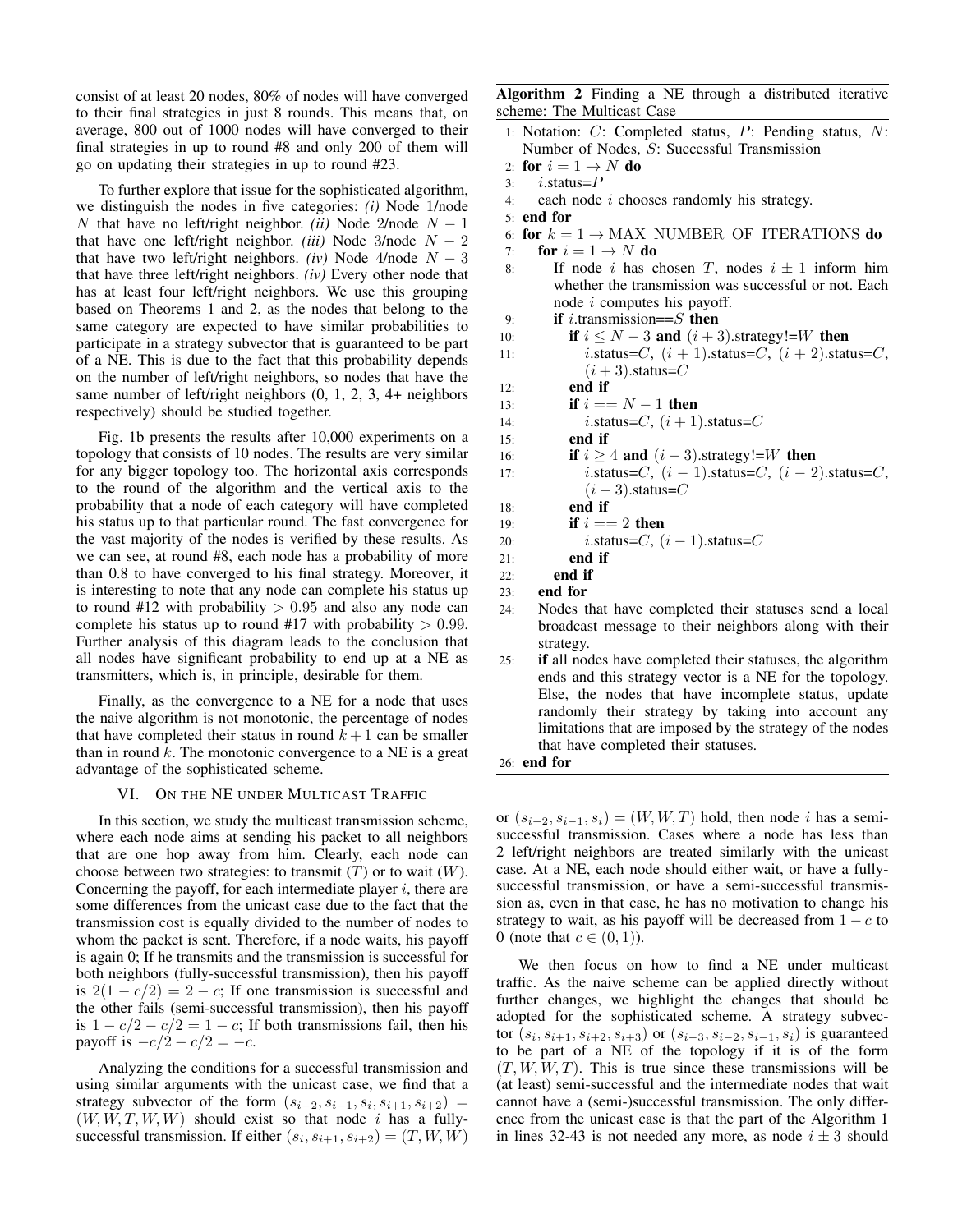consist of at least 20 nodes, 80% of nodes will have converged to their final strategies in just 8 rounds. This means that, on average, 800 out of 1000 nodes will have converged to their final strategies in up to round #8 and only 200 of them will go on updating their strategies in up to round #23.

To further explore that issue for the sophisticated algorithm, we distinguish the nodes in five categories: *(i)* Node 1/node $N$ that have no left/right neighbor. *(ii)* Node 2/node $N-1$ that have one left/right neighbor. *(iii)* Node 3/node $N-2$ that have two left/right neighbors. *(iv)* Node 4/node $N-3$ that have three left/right neighbors. *(iv)* Every other node that has at least four left/right neighbors. We use this grouping based on Theorems 1 and 2, as the nodes that belong to the same category are expected to have similar probabilities to participate in a strategy subvector that is guaranteed to be part of a NE. This is due to the fact that this probability depends on the number of left/right neighbors, so nodes that have the same number of left/right neighbors (0, 1, 2, 3, 4+ neighbors respectively) should be studied together.

Fig. 1b presents the results after 10,000 experiments on a topology that consists of 10 nodes. The results are very similar for any bigger topology too. The horizontal axis corresponds to the round of the algorithm and the vertical axis to the probability that a node of each category will have completed his status up to that particular round. The fast convergence for the vast majority of the nodes is verified by these results. As we can see, at round #8, each node has a probability of more than 0.8 to have converged to his final strategy. Moreover, it is interesting to note that any node can complete his status up to round #12 with probability $> 0.95$ and also any node can complete his status up to round #17 with probability $> 0.99$. Further analysis of this diagram leads to the conclusion that all nodes have significant probability to end up at a NE as transmitters, which is, in principle, desirable for them.

Finally, as the convergence to a NE for a node that uses the naive algorithm is not monotonic, the percentage of nodes that have completed their status in round $k+1$ can be smaller than in round $k$. The monotonic convergence to a NE is a great advantage of the sophisticated scheme.

## VI. On the NE under Multicast Traffic

In this section, we study the multicast transmission scheme, where each node aims at sending his packet to all neighbors that are one hop away from him. Clearly, each node can choose between two strategies: to transmit ($T$) or to wait ($W$). Concerning the payoff, for each intermediate player $i$, there are some differences from the unicast case due to the fact that the transmission cost is equally divided to the number of nodes to whom the packet is sent. Therefore, if a node waits, his payoff is again 0; If he transmits and the transmission is successful for both neighbors (fully-successful transmission), then his payoff is $2(1-c/2) = 2-c$; If one transmission is successful and the other fails (semi-successful transmission), then his payoff is $1-c/2-c/2 = 1-c$; If both transmissions fail, then his payoff is $-c/2-c/2 = -c$.

Analyzing the conditions for a successful transmission and using similar arguments with the unicast case, we find that a strategy subvector of the form $(s_{i-2}, s_{i-1}, s_i, s_{i+1}, s_{i+2}) = (W, W, T, W, W)$ should exist so that node $i$ has a fully-successful transmission. If either $(s_i, s_{i+1}, s_{i+2}) = (T, W, W)$ or $(s_{i-2}, s_{i-1}, s_i) = (W, W, T)$ hold, then node $i$ has a semi-successful transmission. Cases where a node has less than 2 left/right neighbors are treated similarly with the unicast case. At a NE, each node should either wait, or have a fully-successful transmission, or have a semi-successful transmission as, even in that case, he has no motivation to change his strategy to wait, as his payoff will be decreased from $1-c$ to 0 (note that $c \in (0,1)$).

We then focus on how to find a NE under multicast traffic. As the naive scheme can be applied directly without further changes, we highlight the changes that should be adopted for the sophisticated scheme. A strategy subvector $(s_i, s_{i+1}, s_{i+2}, s_{i+3})$ or $(s_{i-3}, s_{i-2}, s_{i-1}, s_i)$ is guaranteed to be part of a NE of the topology if it is of the form $(T, W, W, T)$. This is true since these transmissions will be (at least) semi-successful and the intermediate nodes that wait cannot have a (semi-)successful transmission. The only difference from the unicast case is that the part of the Algorithm 1 in lines 32-43 is not needed any more, as node $i \pm 3$ should

**Algorithm 2** Finding a NE through a distributed iterative scheme: The Multicast Case

```
1: Notation: C: Completed status, P: Pending status, N:
   Number of Nodes, S: Successful Transmission
2: for i = 1 → N do
3:   i.status=P
4:   each node i chooses randomly his strategy.
5: end for
6: for k = 1 → MAX_NUMBER_OF_ITERATIONS do
7:   for i = 1 → N do
8:     If node i has chosen T, nodes i ± 1 inform him
       whether the transmission was successful or not. Each
       node i computes his payoff.
9:     if i.transmission==S then
10:      if i ≤ N − 3 and (i + 3).strategy!=W then
11:        i.status=C, (i + 1).status=C, (i + 2).status=C,
           (i + 3).status=C
12:      end if
13:      if i == N − 1 then
14:        i.status=C, (i + 1).status=C
15:      end if
16:      if i ≥ 4 and (i − 3).strategy!=W then
17:        i.status=C, (i − 1).status=C, (i − 2).status=C,
           (i − 3).status=C
18:      end if
19:      if i == 2 then
20:        i.status=C, (i − 1).status=C
21:      end if
22:    end if
23:  end for
24:  Nodes that have completed their statuses send a local
     broadcast message to their neighbors along with their
     strategy.
25:  if all nodes have completed their statuses, the algorithm
     ends and this strategy vector is a NE for the topology.
     Else, the nodes that have incomplete status, update
     randomly their strategy by taking into account any
     limitations that are imposed by the strategy of the nodes
     that have completed their statuses.
26: end for
```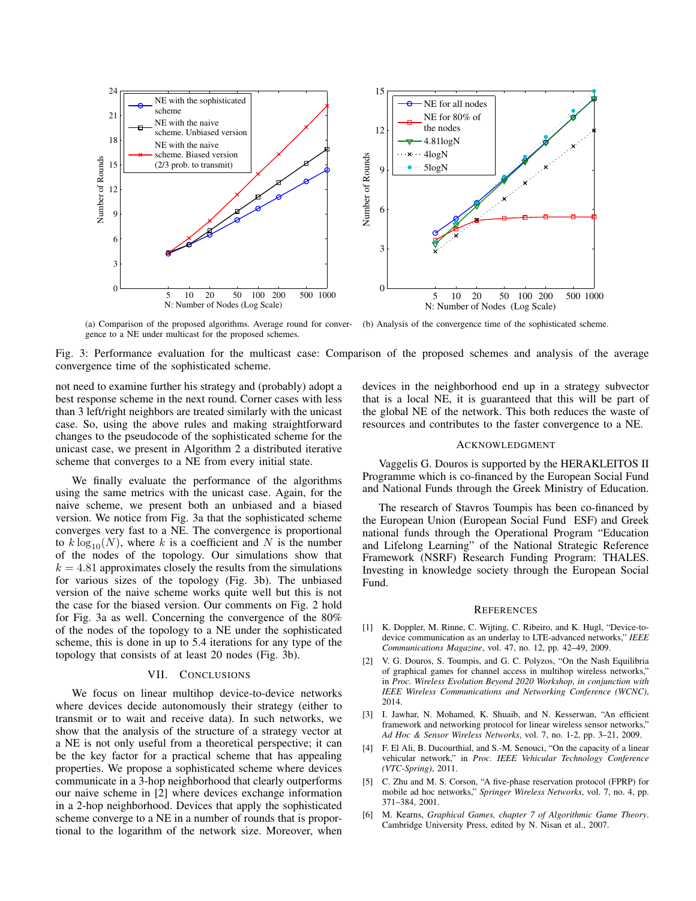24

21

18

15

12

9

6

3

0

Number of Rounds

5 10 20 50 100 200 500 1000

N: Number of Nodes (Log Scale)

NE with the sophisticated scheme

NE with the naive scheme. Unbiased version

NE with the naive scheme. Biased version (2/3 prob. to transmit)

(a) Comparison of the proposed algorithms. Average round for convergence to a NE under multicast for the proposed schemes.

15

12

9

6

3

0

Number of Rounds

5 10 20 50 100 200 500 1000

N: Number of Nodes (Log Scale)

NE for all nodes

NE for 80% of the nodes

4.81logN

4logN

5logN

(b) Analysis of the convergence time of the sophisticated scheme.

Fig. 3: Performance evaluation for the multicast case: Comparison of the proposed schemes and analysis of the average convergence time of the sophisticated scheme.

not need to examine further his strategy and (probably) adopt a best response scheme in the next round. Corner cases with less than 3 left/right neighbors are treated similarly with the unicast case. So, using the above rules and making straightforward changes to the pseudocode of the sophisticated scheme for the unicast case, we present in Algorithm 2 a distributed iterative scheme that converges to a NE from every initial state.

We finally evaluate the performance of the algorithms using the same metrics with the unicast case. Again, for the naive scheme, we present both an unbiased and a biased version. We notice from Fig. 3a that the sophisticated scheme converges very fast to a NE. The convergence is proportional to $k\log_{10}(N)$, where $k$ is a coefficient and $N$ is the number of the nodes of the topology. Our simulations show that $k = 4.81$ approximates closely the results from the simulations for various sizes of the topology (Fig. 3b). The unbiased version of the naive scheme works quite well but this is not the case for the biased version. Our comments on Fig. 2 hold for Fig. 3a as well. Concerning the convergence of the 80% of the nodes of the topology to a NE under the sophisticated scheme, this is done in up to 5.4 iterations for any type of the topology that consists of at least 20 nodes (Fig. 3b).

## VII. Conclusions

We focus on linear multihop device-to-device networks where devices decide autonomously their strategy (either to transmit or to wait and receive data). In such networks, we show that the analysis of the structure of a strategy vector at a NE is not only useful from a theoretical perspective; it can be the key factor for a practical scheme that has appealing properties. We propose a sophisticated scheme where devices communicate in a 3-hop neighborhood that clearly outperforms our naive scheme in [2] where devices exchange information in a 2-hop neighborhood. Devices that apply the sophisticated scheme converge to a NE in a number of rounds that is proportional to the logarithm of the network size. Moreover, when devices in the neighborhood end up in a strategy subvector that is a local NE, it is guaranteed that this will be part of the global NE of the network. This both reduces the waste of resources and contributes to the faster convergence to a NE.

## Acknowledgment

Vaggelis G. Douros is supported by the HERAKLEITOS II Programme which is co-financed by the European Social Fund and National Funds through the Greek Ministry of Education.

The research of Stavros Toumpis has been co-financed by the European Union (European Social Fund ESF) and Greek national funds through the Operational Program "Education and Lifelong Learning" of the National Strategic Reference Framework (NSRF) Research Funding Program: THALES. Investing in knowledge society through the European Social Fund.

## References

[1] K. Doppler, M. Rinne, C. Wijting, C. Ribeiro, and K. Hugl, "Device-to-device communication as an underlay to LTE-advanced networks," *IEEE Communications Magazine*, vol. 47, no. 12, pp. 42–49, 2009.

[2] V. G. Douros, S. Toumpis, and G. C. Polyzos, "On the Nash Equilibria of graphical games for channel access in multihop wireless networks," in *Proc. Wireless Evolution Beyond 2020 Workshop, in conjunction with IEEE Wireless Communications and Networking Conference (WCNC)*, 2014.

[3] I. Jawhar, N. Mohamed, K. Shuaib, and N. Kesserwan, "An efficient framework and networking protocol for linear wireless sensor networks," *Ad Hoc & Sensor Wireless Networks*, vol. 7, no. 1-2, pp. 3–21, 2009.

[4] F. El Ali, B. Ducourthial, and S.-M. Senouci, "On the capacity of a linear vehicular network," in *Proc. IEEE Vehicular Technology Conference (VTC-Spring)*, 2011.

[5] C. Zhu and M. S. Corson, "A five-phase reservation protocol (FPRP) for mobile ad hoc networks," *Springer Wireless Networks*, vol. 7, no. 4, pp. 371–384, 2001.

[6] M. Kearns, *Graphical Games, chapter 7 of Algorithmic Game Theory*. Cambridge University Press, edited by N. Nisan et al., 2007.